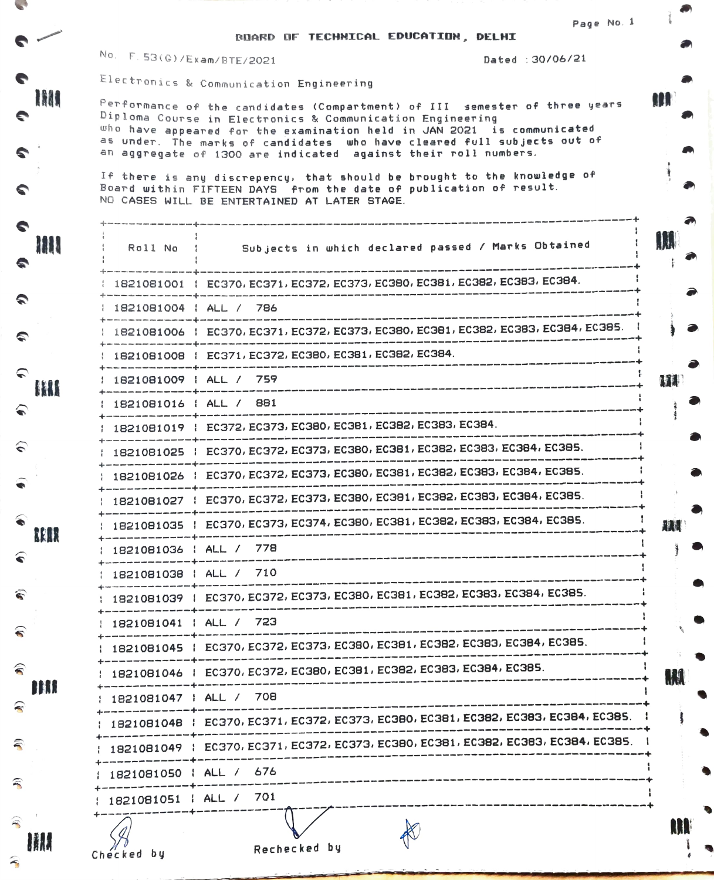# BOARD OF TECHNICAL EDUCATION, DELHI

No. F.53(G)/Exam/BTE/2021 Dated : 30/06/21

Electronics & Communication Engineering

Performance of the candidates (Compartment) of III semester of three years Diploma Course in Electronics & Communication Engineering who have appeared for the examination held in JAN 2021 is communicated as under. The marks of candidates who have cleared full subjects out of an aggregate of 1300 are indicated against their roll numbers.

If there is any discrepency, that should be brought to the knowledge of Board within FIFTEEN DAYS from the date of publication of result. NO CASES WILL BE ENTERTAINED AT LATER STAGE.

| Roll No | Subjects in which declared passed / Marks Obtained |
|---|---|
| 1821081001 | EC370, EC371, EC372, EC373, EC380, EC381, EC382, EC383, EC384. |
| 1821081004 | ALL / 786 |
| 1821081006 | EC370, EC371, EC372, EC373, EC380, EC381, EC382, EC383, EC384, EC385. |
| 1821081008 | EC371, EC372, EC380, EC381, EC382, EC384. |
| 1821081009 | ALL / 759 |
| 1821081016 | ALL / 881 |
| 1821081019 | EC372, EC373, EC380, EC381, EC382, EC383, EC384. |
| 1821081025 | EC370, EC372, EC373, EC380, EC381, EC382, EC383, EC384, EC385. |
| 1821081026 | EC370, EC372, EC373, EC380, EC381, EC382, EC383, EC384, EC385. |
| 1821081027 | EC370, EC372, EC373, EC380, EC381, EC382, EC383, EC384, EC385. |
| 1821081035 | EC370, EC373, EC374, EC380, EC381, EC382, EC383, EC384, EC385. |
| 1821081036 | ALL / 778 |
| 1821081038 | ALL / 710 |
| 1821081039 | EC370, EC372, EC373, EC380, EC381, EC382, EC383, EC384, EC385. |
| 1821081041 | ALL / 723 |
| 1821081045 | EC370, EC372, EC373, EC380, EC381, EC382, EC383, EC384, EC385. |
| 1821081046 | EC370, EC372, EC380, EC381, EC382, EC383, EC384, EC385. |
| 1821081047 | ALL / 708 |
| 1821081048 | EC370, EC371, EC372, EC373, EC380, EC381, EC382, EC383, EC384, EC385. |
| 1821081049 | EC370, EC371, EC372, EC373, EC380, EC381, EC382, EC383, EC384, EC385. |
| 1821081050 | ALL / 676 |
| 1821081051 | ALL / 701 |

Checked by Rechecked by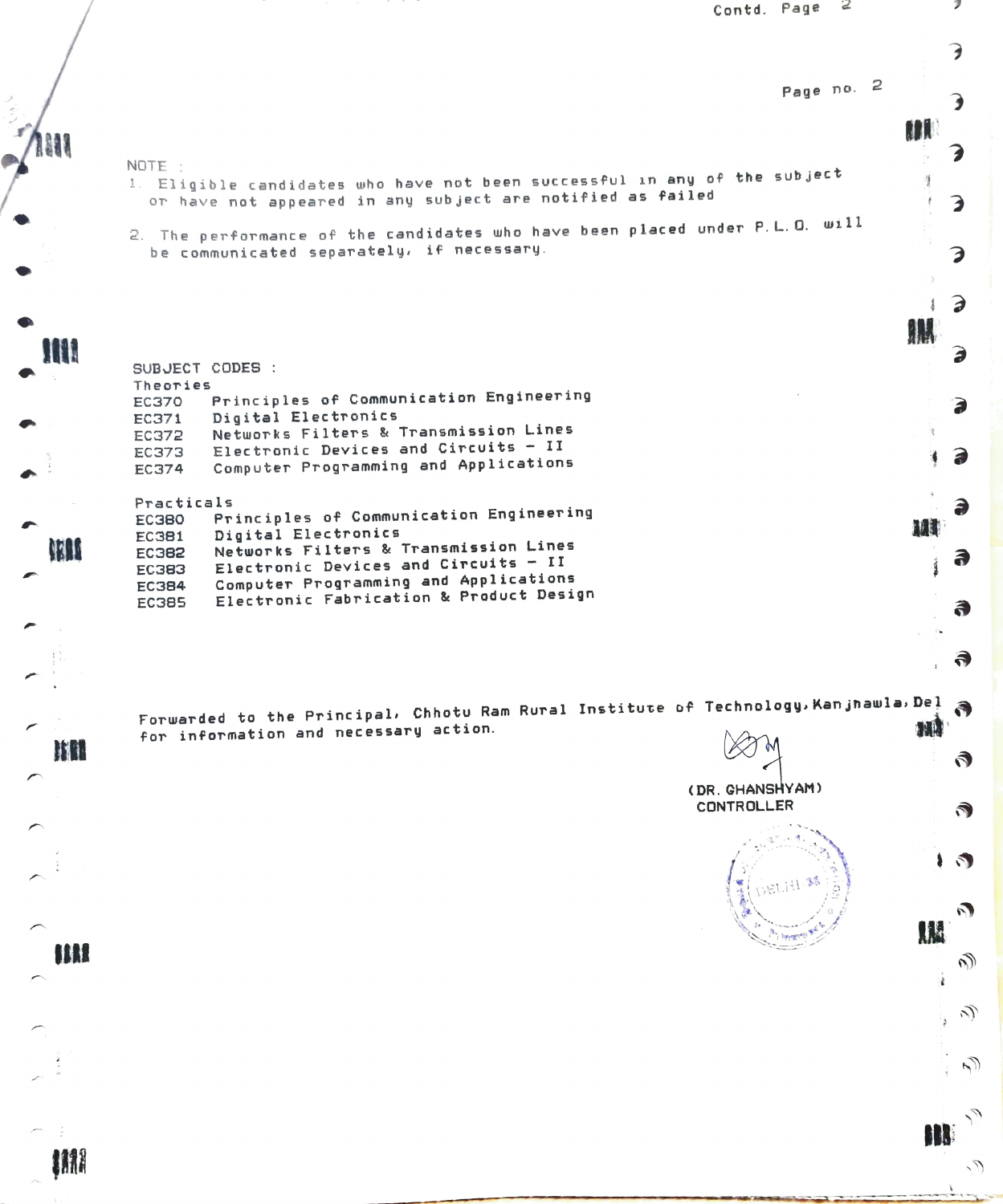NOTE :

1. Eligible candidates who have not been successful in any of the subject or have not appeared in any subject are notified as failed

2. The performance of the candidates who have been placed under P.L.O. will be communicated separately, if necessary.

SUBJECT CODES :

Theories

| | |
|---|---|
| EC370 | Principles of Communication Engineering |
| EC371 | Digital Electronics |
| EC372 | Networks Filters & Transmission Lines |
| EC373 | Electronic Devices and Circuits - II |
| EC374 | Computer Programming and Applications |

Practicals

| | |
|---|---|
| EC380 | Principles of Communication Engineering |
| EC381 | Digital Electronics |
| EC382 | Networks Filters & Transmission Lines |
| EC383 | Electronic Devices and Circuits - II |
| EC384 | Computer Programming and Applications |
| EC385 | Electronic Fabrication & Product Design |

Forwarded to the Principal, Chhotu Ram Rural Institute of Technology, Kanjhawla, Del for information and necessary action.

(DR. GHANSHYAM)
CONTROLLER

DELHI 35